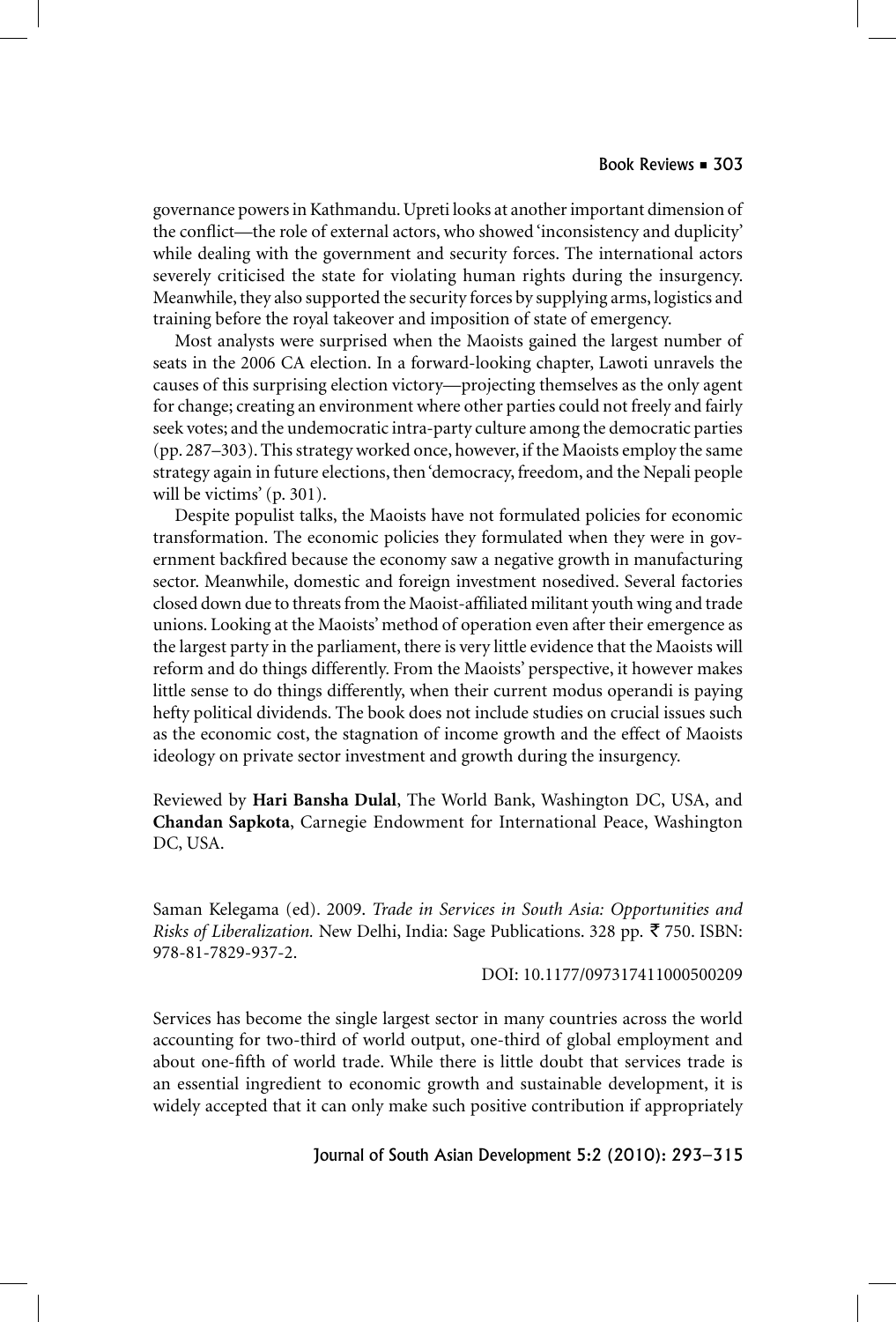governance powers in Kathmandu. Upreti looks at another important dimension of the conflict—the role of external actors, who showed 'inconsistency and duplicity' while dealing with the government and security forces. The international actors severely criticised the state for violating human rights during the insurgency. Meanwhile, they also supported the security forces by supplying arms, logistics and training before the royal takeover and imposition of state of emergency.

Most analysts were surprised when the Maoists gained the largest number of seats in the 2006 CA election. In a forward-looking chapter, Lawoti unravels the causes of this surprising election victory—projecting themselves as the only agent for change; creating an environment where other parties could not freely and fairly seek votes; and the undemocratic intra-party culture among the democratic parties (pp. 287–303). This strategy worked once, however, if the Maoists employ the same strategy again in future elections, then 'democracy, freedom, and the Nepali people will be victims' (p. 301).

Despite populist talks, the Maoists have not formulated policies for economic transformation. The economic policies they formulated when they were in government backfired because the economy saw a negative growth in manufacturing sector. Meanwhile, domestic and foreign investment nosedived. Several factories closed down due to threats from the Maoist-affiliated militant youth wing and trade unions. Looking at the Maoists' method of operation even after their emergence as the largest party in the parliament, there is very little evidence that the Maoists will reform and do things differently. From the Maoists' perspective, it however makes little sense to do things differently, when their current modus operandi is paying hefty political dividends. The book does not include studies on crucial issues such as the economic cost, the stagnation of income growth and the effect of Maoists ideology on private sector investment and growth during the insurgency.

Reviewed by **Hari Bansha Dulal**, The World Bank, Washington DC, USA, and **Chandan Sapkota**, Carnegie Endowment for International Peace, Washington DC, USA.

Saman Kelegama (ed). 2009. *Trade in Services in South Asia: Opportunities and Risks of Liberalization.* New Delhi, India: Sage Publications. 328 pp. ₹ 750. ISBN: 978-81-7829-937-2.

DOI: 10.1177/097317411000500209

Services has become the single largest sector in many countries across the world accounting for two-third of world output, one-third of global employment and about one-fifth of world trade. While there is little doubt that services trade is an essential ingredient to economic growth and sustainable development, it is widely accepted that it can only make such positive contribution if appropriately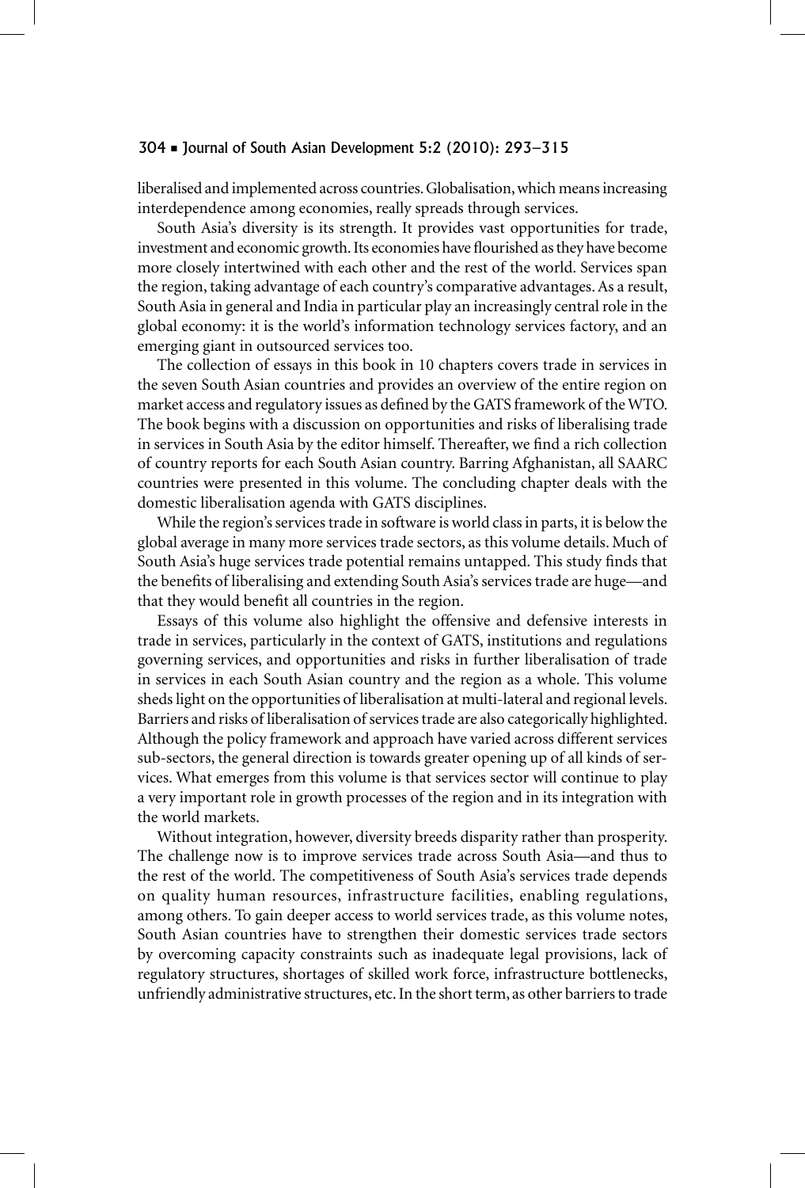liberalised and implemented across countries. Globalisation, which means increasing interdependence among economies, really spreads through services.

South Asia's diversity is its strength. It provides vast opportunities for trade, investment and economic growth. Its economies have flourished as they have become more closely intertwined with each other and the rest of the world. Services span the region, taking advantage of each country's comparative advantages. As a result, South Asia in general and India in particular play an increasingly central role in the global economy: it is the world's information technology services factory, and an emerging giant in outsourced services too.

The collection of essays in this book in 10 chapters covers trade in services in the seven South Asian countries and provides an overview of the entire region on market access and regulatory issues as defined by the GATS framework of the WTO. The book begins with a discussion on opportunities and risks of liberalising trade in services in South Asia by the editor himself. Thereafter, we find a rich collection of country reports for each South Asian country. Barring Afghanistan, all SAARC countries were presented in this volume. The concluding chapter deals with the domestic liberalisation agenda with GATS disciplines.

While the region's services trade in software is world class in parts, it is below the global average in many more services trade sectors, as this volume details. Much of South Asia's huge services trade potential remains untapped. This study finds that the benefits of liberalising and extending South Asia's services trade are huge—and that they would benefit all countries in the region.

Essays of this volume also highlight the offensive and defensive interests in trade in services, particularly in the context of GATS, institutions and regulations governing services, and opportunities and risks in further liberalisation of trade in services in each South Asian country and the region as a whole. This volume sheds light on the opportunities of liberalisation at multi-lateral and regional levels. Barriers and risks of liberalisation of services trade are also categorically highlighted. Although the policy framework and approach have varied across different services sub-sectors, the general direction is towards greater opening up of all kinds of services. What emerges from this volume is that services sector will continue to play a very important role in growth processes of the region and in its integration with the world markets.

Without integration, however, diversity breeds disparity rather than prosperity. The challenge now is to improve services trade across South Asia—and thus to the rest of the world. The competitiveness of South Asia's services trade depends on quality human resources, infrastructure facilities, enabling regulations, among others. To gain deeper access to world services trade, as this volume notes, South Asian countries have to strengthen their domestic services trade sectors by overcoming capacity constraints such as inadequate legal provisions, lack of regulatory structures, shortages of skilled work force, infrastructure bottlenecks, unfriendly administrative structures, etc. In the short term, as other barriers to trade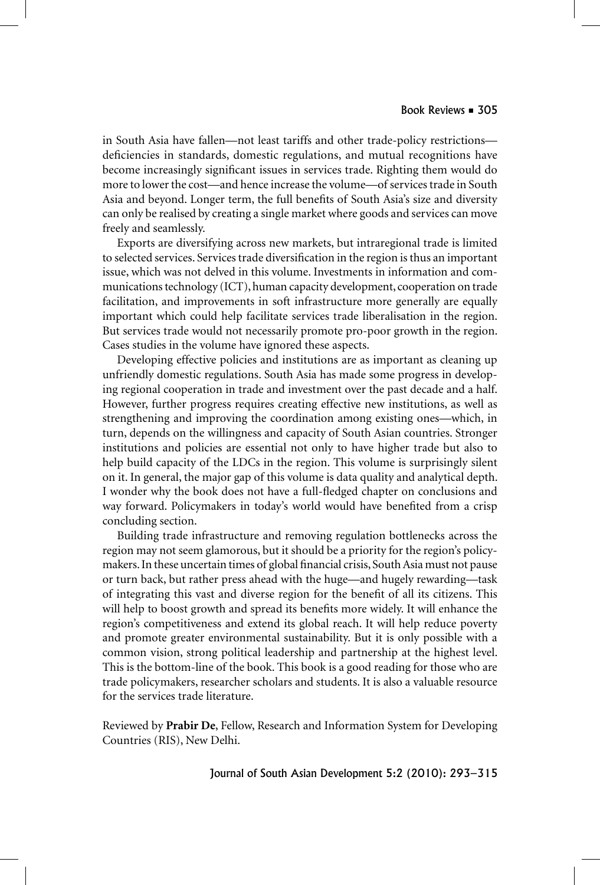in South Asia have fallen—not least tariffs and other trade-policy restrictions—deficiencies in standards, domestic regulations, and mutual recognitions have become increasingly significant issues in services trade. Righting them would do more to lower the cost—and hence increase the volume—of services trade in South Asia and beyond. Longer term, the full benefits of South Asia's size and diversity can only be realised by creating a single market where goods and services can move freely and seamlessly.

Exports are diversifying across new markets, but intraregional trade is limited to selected services. Services trade diversification in the region is thus an important issue, which was not delved in this volume. Investments in information and communications technology (ICT), human capacity development, cooperation on trade facilitation, and improvements in soft infrastructure more generally are equally important which could help facilitate services trade liberalisation in the region. But services trade would not necessarily promote pro-poor growth in the region. Cases studies in the volume have ignored these aspects.

Developing effective policies and institutions are as important as cleaning up unfriendly domestic regulations. South Asia has made some progress in developing regional cooperation in trade and investment over the past decade and a half. However, further progress requires creating effective new institutions, as well as strengthening and improving the coordination among existing ones—which, in turn, depends on the willingness and capacity of South Asian countries. Stronger institutions and policies are essential not only to have higher trade but also to help build capacity of the LDCs in the region. This volume is surprisingly silent on it. In general, the major gap of this volume is data quality and analytical depth. I wonder why the book does not have a full-fledged chapter on conclusions and way forward. Policymakers in today's world would have benefited from a crisp concluding section.

Building trade infrastructure and removing regulation bottlenecks across the region may not seem glamorous, but it should be a priority for the region's policymakers. In these uncertain times of global financial crisis, South Asia must not pause or turn back, but rather press ahead with the huge—and hugely rewarding—task of integrating this vast and diverse region for the benefit of all its citizens. This will help to boost growth and spread its benefits more widely. It will enhance the region's competitiveness and extend its global reach. It will help reduce poverty and promote greater environmental sustainability. But it is only possible with a common vision, strong political leadership and partnership at the highest level. This is the bottom-line of the book. This book is a good reading for those who are trade policymakers, researcher scholars and students. It is also a valuable resource for the services trade literature.

Reviewed by **Prabir De**, Fellow, Research and Information System for Developing Countries (RIS), New Delhi.